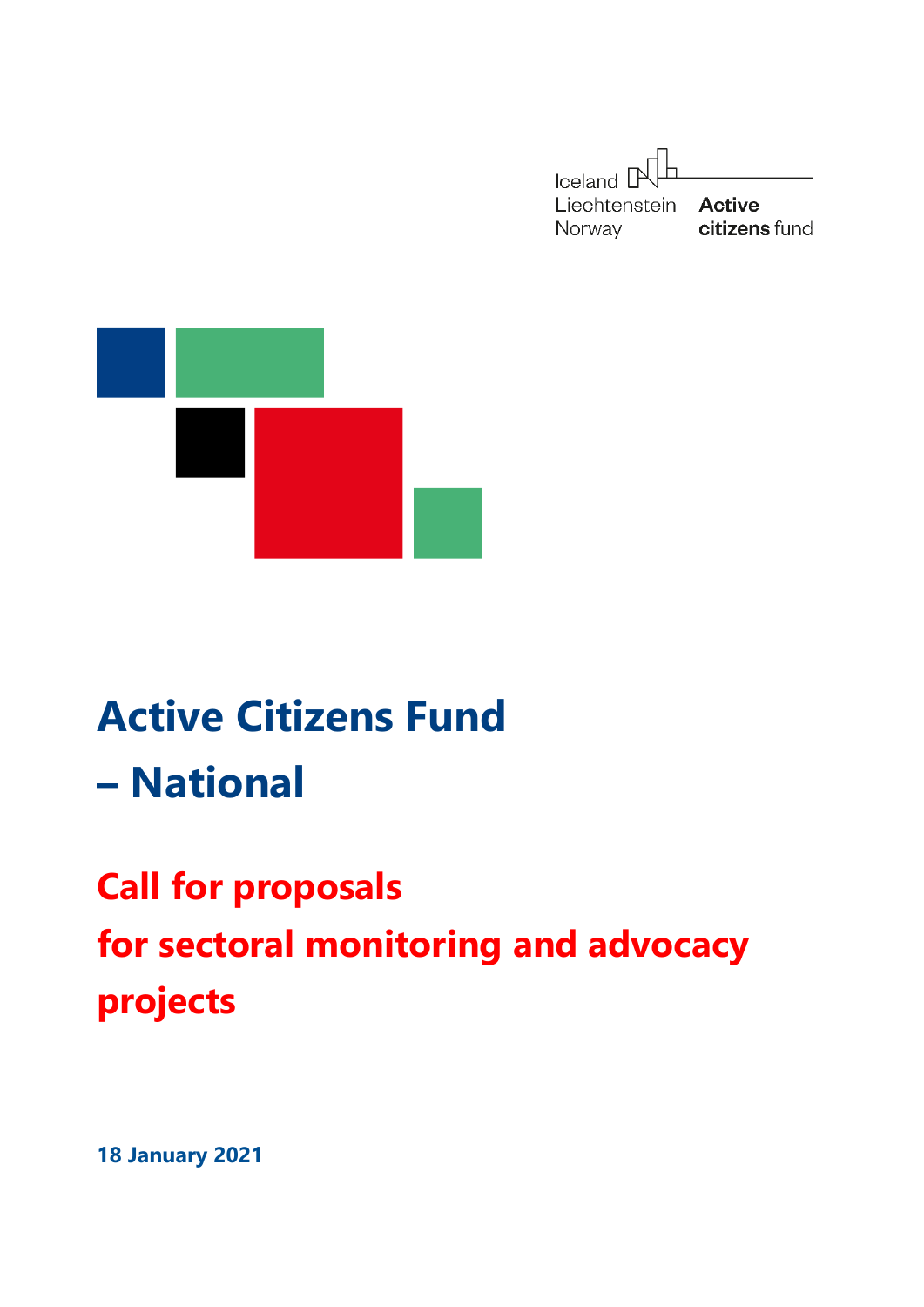Iceland
Liechtenstein
Norway

**Active citizens fund**

# Active Citizens Fund – National

## Call for proposals for sectoral monitoring and advocacy projects

**18 January 2021**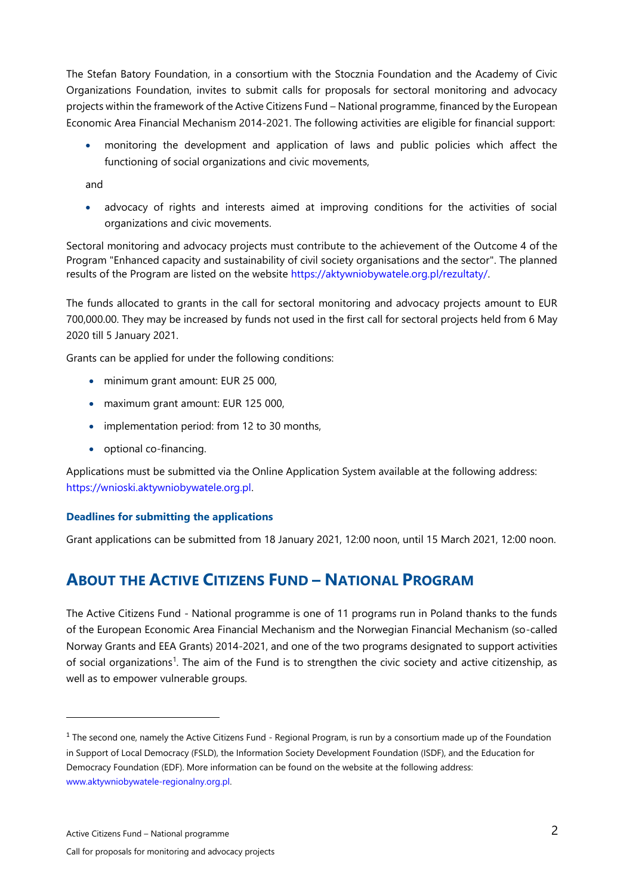The Stefan Batory Foundation, in a consortium with the Stocznia Foundation and the Academy of Civic Organizations Foundation, invites to submit calls for proposals for sectoral monitoring and advocacy projects within the framework of the Active Citizens Fund – National programme, financed by the European Economic Area Financial Mechanism 2014-2021. The following activities are eligible for financial support:

- monitoring the development and application of laws and public policies which affect the functioning of social organizations and civic movements,

and

- advocacy of rights and interests aimed at improving conditions for the activities of social organizations and civic movements.

Sectoral monitoring and advocacy projects must contribute to the achievement of the Outcome 4 of the Program "Enhanced capacity and sustainability of civil society organisations and the sector". The planned results of the Program are listed on the website https://aktywniobywatele.org.pl/rezultaty/.

The funds allocated to grants in the call for sectoral monitoring and advocacy projects amount to EUR 700,000.00. They may be increased by funds not used in the first call for sectoral projects held from 6 May 2020 till 5 January 2021.

Grants can be applied for under the following conditions:

- minimum grant amount: EUR 25 000,
- maximum grant amount: EUR 125 000,
- implementation period: from 12 to 30 months,
- optional co-financing.

Applications must be submitted via the Online Application System available at the following address: https://wnioski.aktywniobywatele.org.pl.

### Deadlines for submitting the applications

Grant applications can be submitted from 18 January 2021, 12:00 noon, until 15 March 2021, 12:00 noon.

## About the Active Citizens Fund – National Program

The Active Citizens Fund - National programme is one of 11 programs run in Poland thanks to the funds of the European Economic Area Financial Mechanism and the Norwegian Financial Mechanism (so-called Norway Grants and EEA Grants) 2014-2021, and one of the two programs designated to support activities of social organizations[1]. The aim of the Fund is to strengthen the civic society and active citizenship, as well as to empower vulnerable groups.

[1] The second one, namely the Active Citizens Fund - Regional Program, is run by a consortium made up of the Foundation in Support of Local Democracy (FSLD), the Information Society Development Foundation (ISDF), and the Education for Democracy Foundation (EDF). More information can be found on the website at the following address: www.aktywniobywatele-regionalny.org.pl.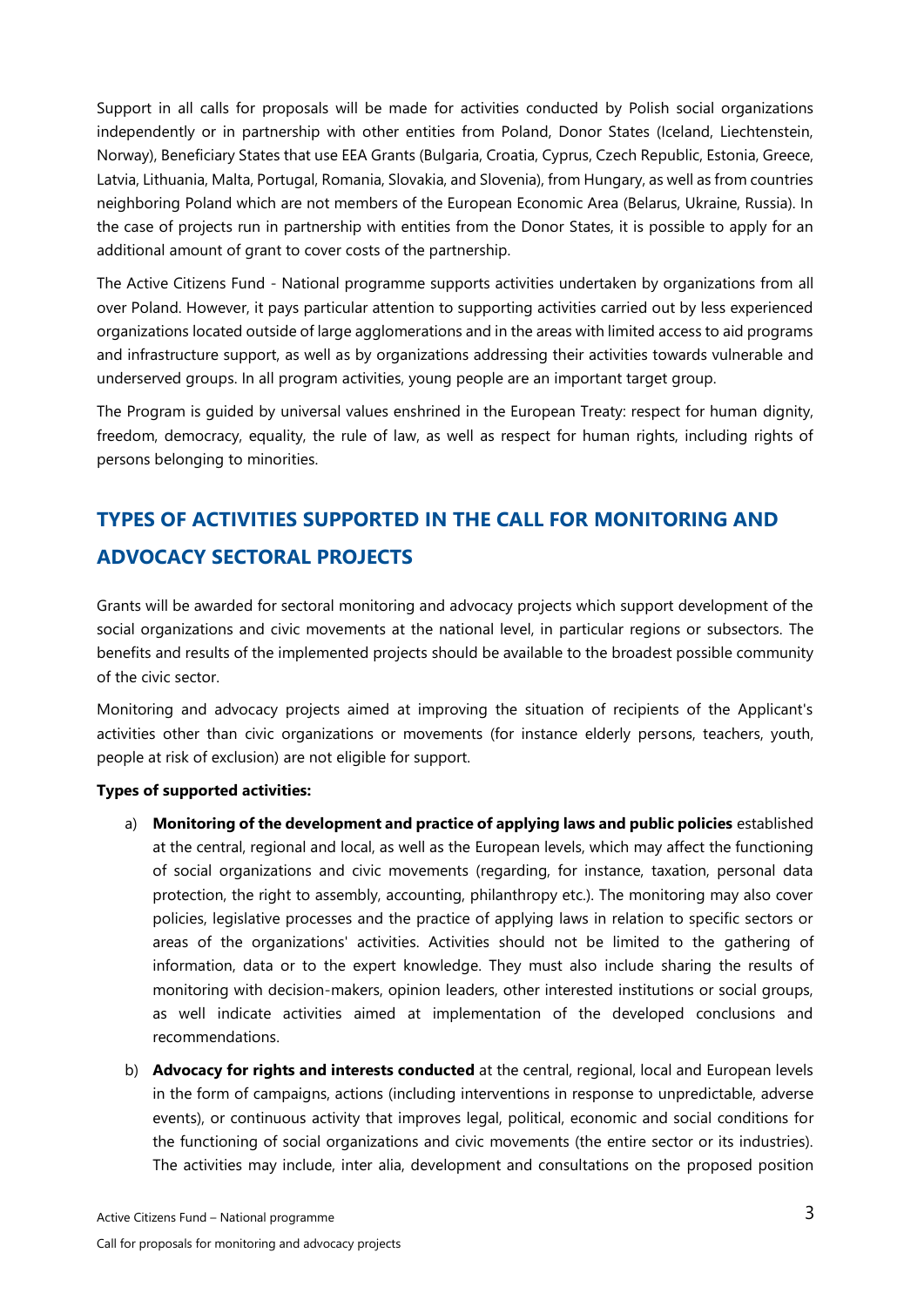Support in all calls for proposals will be made for activities conducted by Polish social organizations independently or in partnership with other entities from Poland, Donor States (Iceland, Liechtenstein, Norway), Beneficiary States that use EEA Grants (Bulgaria, Croatia, Cyprus, Czech Republic, Estonia, Greece, Latvia, Lithuania, Malta, Portugal, Romania, Slovakia, and Slovenia), from Hungary, as well as from countries neighboring Poland which are not members of the European Economic Area (Belarus, Ukraine, Russia). In the case of projects run in partnership with entities from the Donor States, it is possible to apply for an additional amount of grant to cover costs of the partnership.

The Active Citizens Fund - National programme supports activities undertaken by organizations from all over Poland. However, it pays particular attention to supporting activities carried out by less experienced organizations located outside of large agglomerations and in the areas with limited access to aid programs and infrastructure support, as well as by organizations addressing their activities towards vulnerable and underserved groups. In all program activities, young people are an important target group.

The Program is guided by universal values enshrined in the European Treaty: respect for human dignity, freedom, democracy, equality, the rule of law, as well as respect for human rights, including rights of persons belonging to minorities.

## TYPES OF ACTIVITIES SUPPORTED IN THE CALL FOR MONITORING AND ADVOCACY SECTORAL PROJECTS

Grants will be awarded for sectoral monitoring and advocacy projects which support development of the social organizations and civic movements at the national level, in particular regions or subsectors. The benefits and results of the implemented projects should be available to the broadest possible community of the civic sector.

Monitoring and advocacy projects aimed at improving the situation of recipients of the Applicant's activities other than civic organizations or movements (for instance elderly persons, teachers, youth, people at risk of exclusion) are not eligible for support.

**Types of supported activities:**

a) **Monitoring of the development and practice of applying laws and public policies** established at the central, regional and local, as well as the European levels, which may affect the functioning of social organizations and civic movements (regarding, for instance, taxation, personal data protection, the right to assembly, accounting, philanthropy etc.). The monitoring may also cover policies, legislative processes and the practice of applying laws in relation to specific sectors or areas of the organizations' activities. Activities should not be limited to the gathering of information, data or to the expert knowledge. They must also include sharing the results of monitoring with decision-makers, opinion leaders, other interested institutions or social groups, as well indicate activities aimed at implementation of the developed conclusions and recommendations.

b) **Advocacy for rights and interests conducted** at the central, regional, local and European levels in the form of campaigns, actions (including interventions in response to unpredictable, adverse events), or continuous activity that improves legal, political, economic and social conditions for the functioning of social organizations and civic movements (the entire sector or its industries). The activities may include, inter alia, development and consultations on the proposed position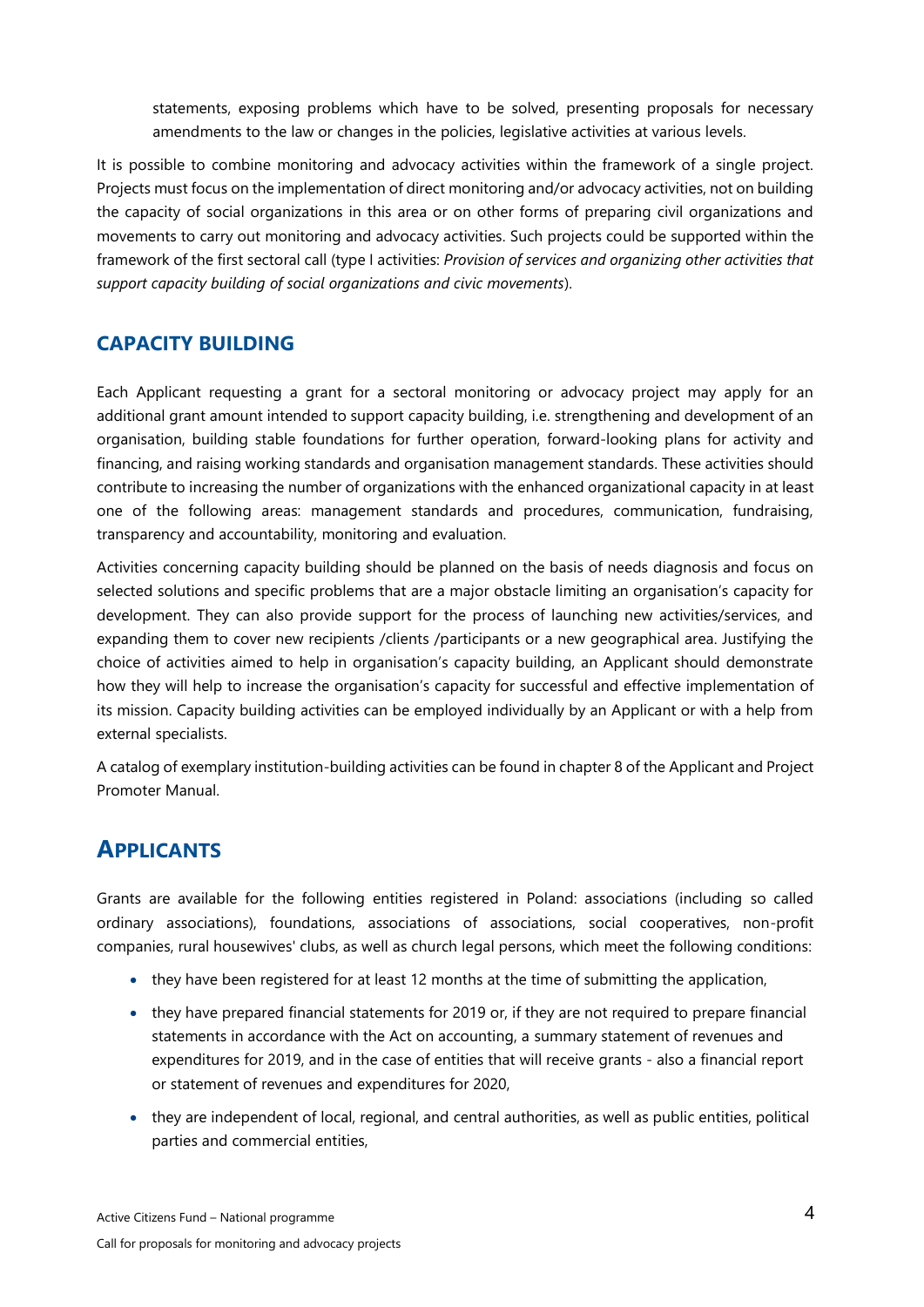statements, exposing problems which have to be solved, presenting proposals for necessary amendments to the law or changes in the policies, legislative activities at various levels.

It is possible to combine monitoring and advocacy activities within the framework of a single project. Projects must focus on the implementation of direct monitoring and/or advocacy activities, not on building the capacity of social organizations in this area or on other forms of preparing civil organizations and movements to carry out monitoring and advocacy activities. Such projects could be supported within the framework of the first sectoral call (type I activities: *Provision of services and organizing other activities that support capacity building of social organizations and civic movements*).

## CAPACITY BUILDING

Each Applicant requesting a grant for a sectoral monitoring or advocacy project may apply for an additional grant amount intended to support capacity building, i.e. strengthening and development of an organisation, building stable foundations for further operation, forward-looking plans for activity and financing, and raising working standards and organisation management standards. These activities should contribute to increasing the number of organizations with the enhanced organizational capacity in at least one of the following areas: management standards and procedures, communication, fundraising, transparency and accountability, monitoring and evaluation.

Activities concerning capacity building should be planned on the basis of needs diagnosis and focus on selected solutions and specific problems that are a major obstacle limiting an organisation's capacity for development. They can also provide support for the process of launching new activities/services, and expanding them to cover new recipients /clients /participants or a new geographical area. Justifying the choice of activities aimed to help in organisation's capacity building, an Applicant should demonstrate how they will help to increase the organisation's capacity for successful and effective implementation of its mission. Capacity building activities can be employed individually by an Applicant or with a help from external specialists.

A catalog of exemplary institution-building activities can be found in chapter 8 of the Applicant and Project Promoter Manual.

# APPLICANTS

Grants are available for the following entities registered in Poland: associations (including so called ordinary associations), foundations, associations of associations, social cooperatives, non-profit companies, rural housewives' clubs, as well as church legal persons, which meet the following conditions:

- they have been registered for at least 12 months at the time of submitting the application,
- they have prepared financial statements for 2019 or, if they are not required to prepare financial statements in accordance with the Act on accounting, a summary statement of revenues and expenditures for 2019, and in the case of entities that will receive grants - also a financial report or statement of revenues and expenditures for 2020,
- they are independent of local, regional, and central authorities, as well as public entities, political parties and commercial entities,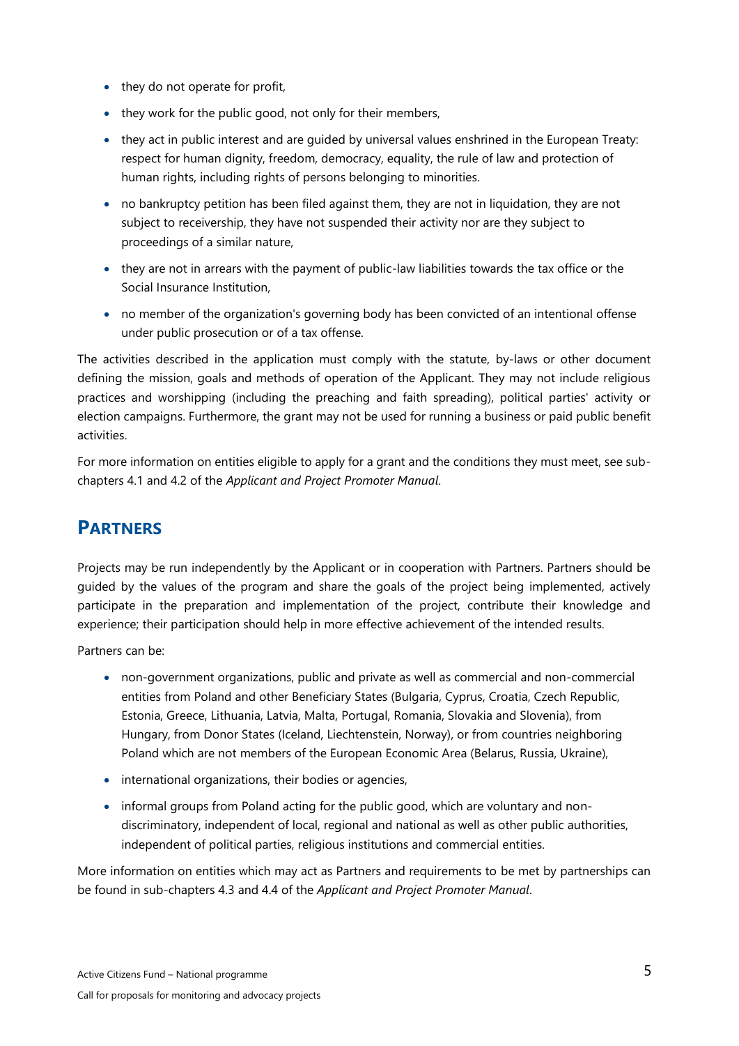- they do not operate for profit,
- they work for the public good, not only for their members,
- they act in public interest and are guided by universal values enshrined in the European Treaty: respect for human dignity, freedom, democracy, equality, the rule of law and protection of human rights, including rights of persons belonging to minorities.
- no bankruptcy petition has been filed against them, they are not in liquidation, they are not subject to receivership, they have not suspended their activity nor are they subject to proceedings of a similar nature,
- they are not in arrears with the payment of public-law liabilities towards the tax office or the Social Insurance Institution,
- no member of the organization's governing body has been convicted of an intentional offense under public prosecution or of a tax offense.

The activities described in the application must comply with the statute, by-laws or other document defining the mission, goals and methods of operation of the Applicant. They may not include religious practices and worshipping (including the preaching and faith spreading), political parties' activity or election campaigns. Furthermore, the grant may not be used for running a business or paid public benefit activities.

For more information on entities eligible to apply for a grant and the conditions they must meet, see sub-chapters 4.1 and 4.2 of the *Applicant and Project Promoter Manual*.

# PARTNERS

Projects may be run independently by the Applicant or in cooperation with Partners. Partners should be guided by the values of the program and share the goals of the project being implemented, actively participate in the preparation and implementation of the project, contribute their knowledge and experience; their participation should help in more effective achievement of the intended results.

Partners can be:

- non-government organizations, public and private as well as commercial and non-commercial entities from Poland and other Beneficiary States (Bulgaria, Cyprus, Croatia, Czech Republic, Estonia, Greece, Lithuania, Latvia, Malta, Portugal, Romania, Slovakia and Slovenia), from Hungary, from Donor States (Iceland, Liechtenstein, Norway), or from countries neighboring Poland which are not members of the European Economic Area (Belarus, Russia, Ukraine),
- international organizations, their bodies or agencies,
- informal groups from Poland acting for the public good, which are voluntary and non-discriminatory, independent of local, regional and national as well as other public authorities, independent of political parties, religious institutions and commercial entities.

More information on entities which may act as Partners and requirements to be met by partnerships can be found in sub-chapters 4.3 and 4.4 of the *Applicant and Project Promoter Manual*.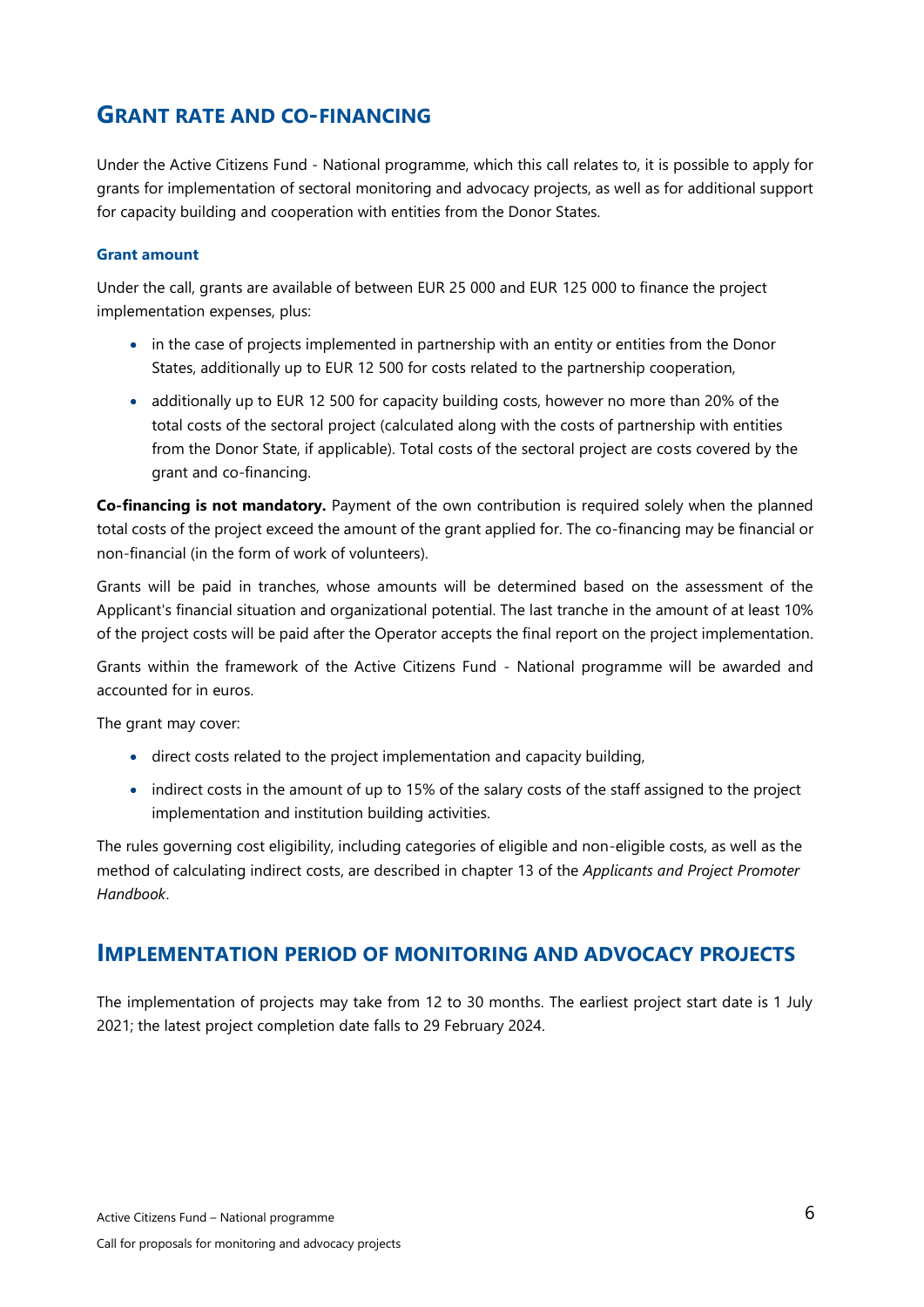## Grant rate and co-financing

Under the Active Citizens Fund - National programme, which this call relates to, it is possible to apply for grants for implementation of sectoral monitoring and advocacy projects, as well as for additional support for capacity building and cooperation with entities from the Donor States.

### Grant amount

Under the call, grants are available of between EUR 25 000 and EUR 125 000 to finance the project implementation expenses, plus:

- in the case of projects implemented in partnership with an entity or entities from the Donor States, additionally up to EUR 12 500 for costs related to the partnership cooperation,
- additionally up to EUR 12 500 for capacity building costs, however no more than 20% of the total costs of the sectoral project (calculated along with the costs of partnership with entities from the Donor State, if applicable). Total costs of the sectoral project are costs covered by the grant and co-financing.

**Co-financing is not mandatory.** Payment of the own contribution is required solely when the planned total costs of the project exceed the amount of the grant applied for. The co-financing may be financial or non-financial (in the form of work of volunteers).

Grants will be paid in tranches, whose amounts will be determined based on the assessment of the Applicant's financial situation and organizational potential. The last tranche in the amount of at least 10% of the project costs will be paid after the Operator accepts the final report on the project implementation.

Grants within the framework of the Active Citizens Fund - National programme will be awarded and accounted for in euros.

The grant may cover:

- direct costs related to the project implementation and capacity building,
- indirect costs in the amount of up to 15% of the salary costs of the staff assigned to the project implementation and institution building activities.

The rules governing cost eligibility, including categories of eligible and non-eligible costs, as well as the method of calculating indirect costs, are described in chapter 13 of the *Applicants and Project Promoter Handbook*.

## Implementation period of monitoring and advocacy projects

The implementation of projects may take from 12 to 30 months. The earliest project start date is 1 July 2021; the latest project completion date falls to 29 February 2024.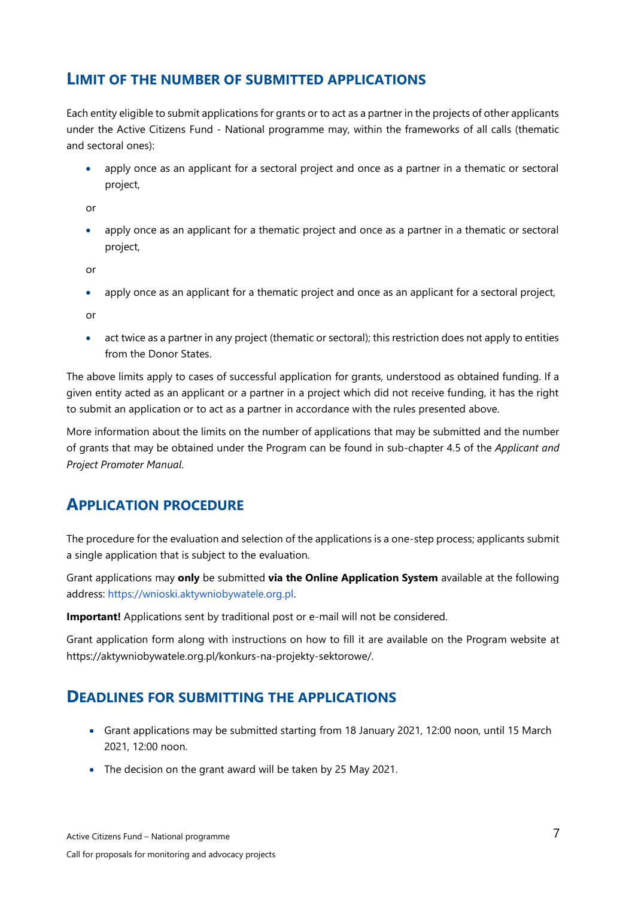## Limit of the number of submitted applications

Each entity eligible to submit applications for grants or to act as a partner in the projects of other applicants under the Active Citizens Fund - National programme may, within the frameworks of all calls (thematic and sectoral ones):

- apply once as an applicant for a sectoral project and once as a partner in a thematic or sectoral project,

or

- apply once as an applicant for a thematic project and once as a partner in a thematic or sectoral project,

or

- apply once as an applicant for a thematic project and once as an applicant for a sectoral project,

or

- act twice as a partner in any project (thematic or sectoral); this restriction does not apply to entities from the Donor States.

The above limits apply to cases of successful application for grants, understood as obtained funding. If a given entity acted as an applicant or a partner in a project which did not receive funding, it has the right to submit an application or to act as a partner in accordance with the rules presented above.

More information about the limits on the number of applications that may be submitted and the number of grants that may be obtained under the Program can be found in sub-chapter 4.5 of the *Applicant and Project Promoter Manual*.

## Application procedure

The procedure for the evaluation and selection of the applications is a one-step process; applicants submit a single application that is subject to the evaluation.

Grant applications may **only** be submitted **via the Online Application System** available at the following address: https://wnioski.aktywniobywatele.org.pl.

**Important!** Applications sent by traditional post or e-mail will not be considered.

Grant application form along with instructions on how to fill it are available on the Program website at https://aktywniobywatele.org.pl/konkurs-na-projekty-sektorowe/.

## Deadlines for submitting the applications

- Grant applications may be submitted starting from 18 January 2021, 12:00 noon, until 15 March 2021, 12:00 noon.
- The decision on the grant award will be taken by 25 May 2021.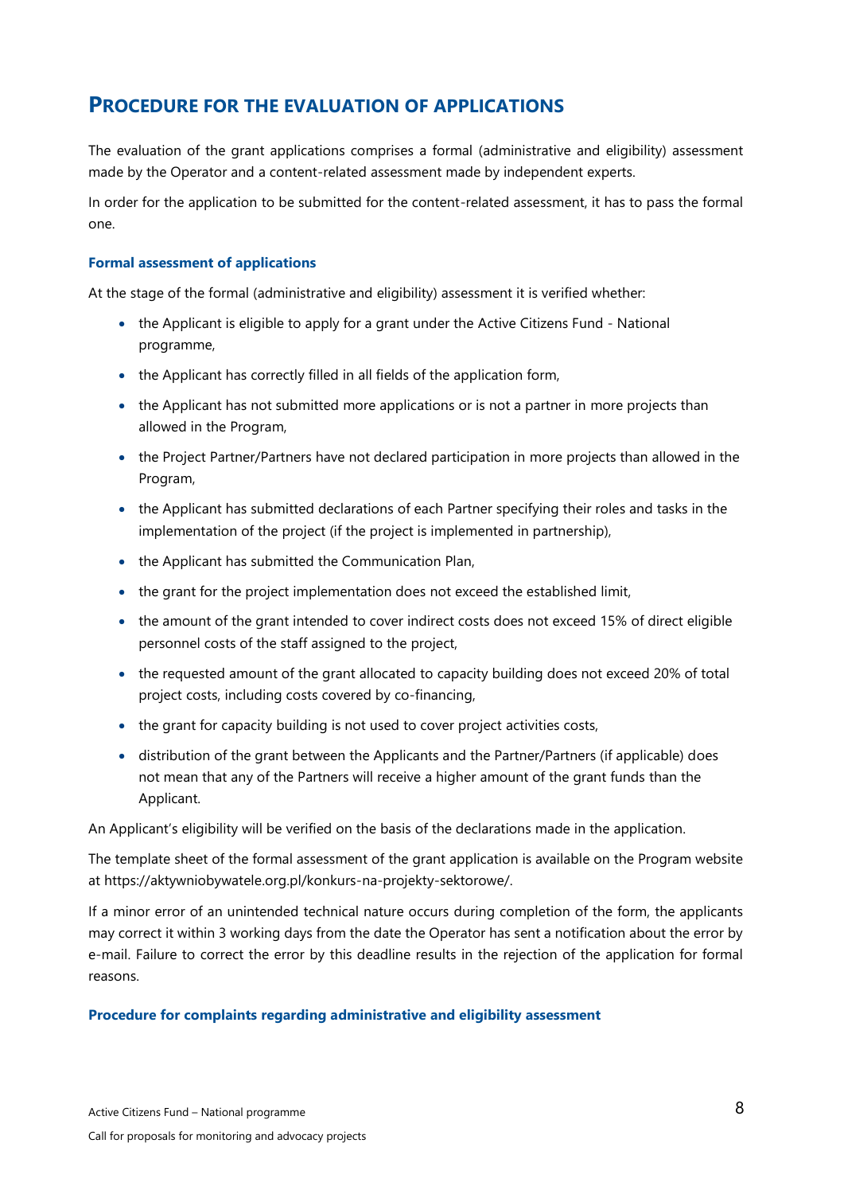## Procedure for the Evaluation of Applications

The evaluation of the grant applications comprises a formal (administrative and eligibility) assessment made by the Operator and a content-related assessment made by independent experts.

In order for the application to be submitted for the content-related assessment, it has to pass the formal one.

### Formal assessment of applications

At the stage of the formal (administrative and eligibility) assessment it is verified whether:

- the Applicant is eligible to apply for a grant under the Active Citizens Fund - National programme,
- the Applicant has correctly filled in all fields of the application form,
- the Applicant has not submitted more applications or is not a partner in more projects than allowed in the Program,
- the Project Partner/Partners have not declared participation in more projects than allowed in the Program,
- the Applicant has submitted declarations of each Partner specifying their roles and tasks in the implementation of the project (if the project is implemented in partnership),
- the Applicant has submitted the Communication Plan,
- the grant for the project implementation does not exceed the established limit,
- the amount of the grant intended to cover indirect costs does not exceed 15% of direct eligible personnel costs of the staff assigned to the project,
- the requested amount of the grant allocated to capacity building does not exceed 20% of total project costs, including costs covered by co-financing,
- the grant for capacity building is not used to cover project activities costs,
- distribution of the grant between the Applicants and the Partner/Partners (if applicable) does not mean that any of the Partners will receive a higher amount of the grant funds than the Applicant.

An Applicant's eligibility will be verified on the basis of the declarations made in the application.

The template sheet of the formal assessment of the grant application is available on the Program website at https://aktywniobywatele.org.pl/konkurs-na-projekty-sektorowe/.

If a minor error of an unintended technical nature occurs during completion of the form, the applicants may correct it within 3 working days from the date the Operator has sent a notification about the error by e-mail. Failure to correct the error by this deadline results in the rejection of the application for formal reasons.

### Procedure for complaints regarding administrative and eligibility assessment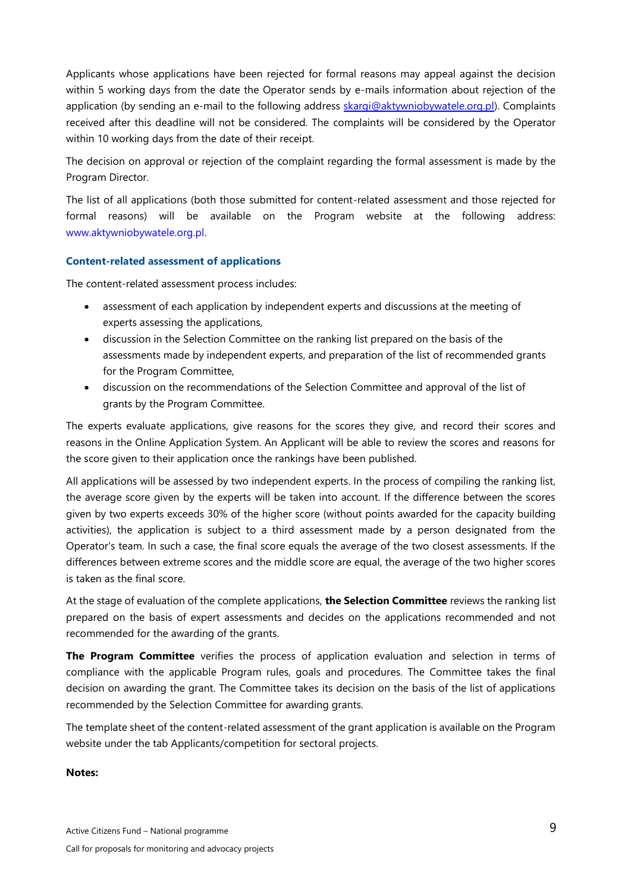Applicants whose applications have been rejected for formal reasons may appeal against the decision within 5 working days from the date the Operator sends by e-mails information about rejection of the application (by sending an e-mail to the following address skargi@aktywniobywatele.org.pl). Complaints received after this deadline will not be considered. The complaints will be considered by the Operator within 10 working days from the date of their receipt.

The decision on approval or rejection of the complaint regarding the formal assessment is made by the Program Director.

The list of all applications (both those submitted for content-related assessment and those rejected for formal reasons) will be available on the Program website at the following address: www.aktywniobywatele.org.pl.

### Content-related assessment of applications

The content-related assessment process includes:

- assessment of each application by independent experts and discussions at the meeting of experts assessing the applications,
- discussion in the Selection Committee on the ranking list prepared on the basis of the assessments made by independent experts, and preparation of the list of recommended grants for the Program Committee,
- discussion on the recommendations of the Selection Committee and approval of the list of grants by the Program Committee.

The experts evaluate applications, give reasons for the scores they give, and record their scores and reasons in the Online Application System. An Applicant will be able to review the scores and reasons for the score given to their application once the rankings have been published.

All applications will be assessed by two independent experts. In the process of compiling the ranking list, the average score given by the experts will be taken into account. If the difference between the scores given by two experts exceeds 30% of the higher score (without points awarded for the capacity building activities), the application is subject to a third assessment made by a person designated from the Operator's team. In such a case, the final score equals the average of the two closest assessments. If the differences between extreme scores and the middle score are equal, the average of the two higher scores is taken as the final score.

At the stage of evaluation of the complete applications, **the Selection Committee** reviews the ranking list prepared on the basis of expert assessments and decides on the applications recommended and not recommended for the awarding of the grants.

**The Program Committee** verifies the process of application evaluation and selection in terms of compliance with the applicable Program rules, goals and procedures. The Committee takes the final decision on awarding the grant. The Committee takes its decision on the basis of the list of applications recommended by the Selection Committee for awarding grants.

The template sheet of the content-related assessment of the grant application is available on the Program website under the tab Applicants/competition for sectoral projects.

**Notes:**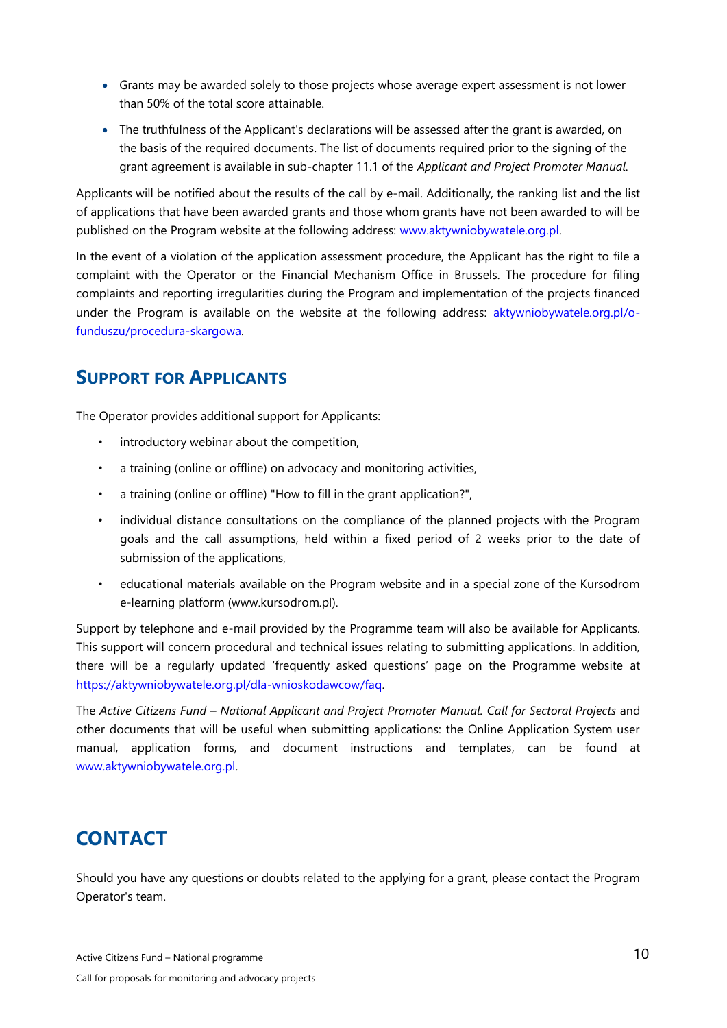- Grants may be awarded solely to those projects whose average expert assessment is not lower than 50% of the total score attainable.
- The truthfulness of the Applicant's declarations will be assessed after the grant is awarded, on the basis of the required documents. The list of documents required prior to the signing of the grant agreement is available in sub-chapter 11.1 of the *Applicant and Project Promoter Manual*.

Applicants will be notified about the results of the call by e-mail. Additionally, the ranking list and the list of applications that have been awarded grants and those whom grants have not been awarded to will be published on the Program website at the following address: www.aktywniobywatele.org.pl.

In the event of a violation of the application assessment procedure, the Applicant has the right to file a complaint with the Operator or the Financial Mechanism Office in Brussels. The procedure for filing complaints and reporting irregularities during the Program and implementation of the projects financed under the Program is available on the website at the following address: aktywniobywatele.org.pl/o-funduszu/procedura-skargowa.

## Support for Applicants

The Operator provides additional support for Applicants:

- introductory webinar about the competition,
- a training (online or offline) on advocacy and monitoring activities,
- a training (online or offline) "How to fill in the grant application?",
- individual distance consultations on the compliance of the planned projects with the Program goals and the call assumptions, held within a fixed period of 2 weeks prior to the date of submission of the applications,
- educational materials available on the Program website and in a special zone of the Kursodrom e-learning platform (www.kursodrom.pl).

Support by telephone and e-mail provided by the Programme team will also be available for Applicants. This support will concern procedural and technical issues relating to submitting applications. In addition, there will be a regularly updated 'frequently asked questions' page on the Programme website at https://aktywniobywatele.org.pl/dla-wnioskodawcow/faq.

The *Active Citizens Fund – National Applicant and Project Promoter Manual. Call for Sectoral Projects* and other documents that will be useful when submitting applications: the Online Application System user manual, application forms, and document instructions and templates, can be found at www.aktywniobywatele.org.pl.

# CONTACT

Should you have any questions or doubts related to the applying for a grant, please contact the Program Operator's team.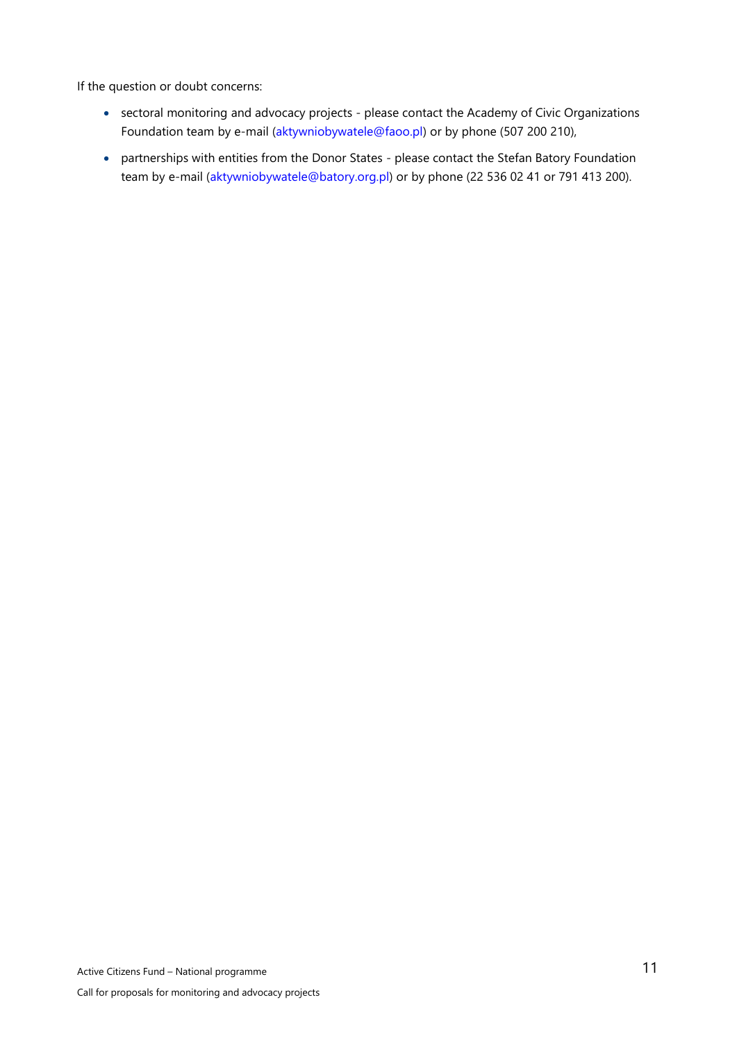If the question or doubt concerns:

- sectoral monitoring and advocacy projects - please contact the Academy of Civic Organizations Foundation team by e-mail (aktywniobywatele@faoo.pl) or by phone (507 200 210),
- partnerships with entities from the Donor States - please contact the Stefan Batory Foundation team by e-mail (aktywniobywatele@batory.org.pl) or by phone (22 536 02 41 or 791 413 200).